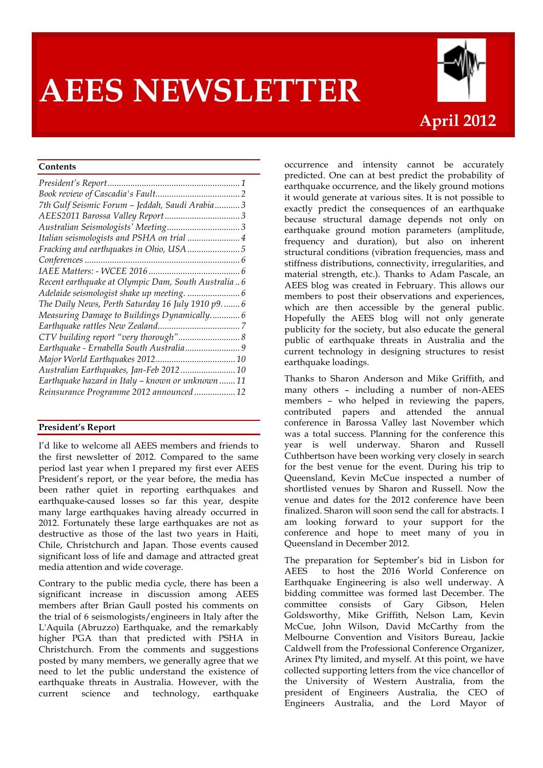# AEES NEWSLETTER

**April 2012**

## Contents

*President's Report* ... 1
*Book review of Cascadia's Fault* ... 2
*7th Gulf Seismic Forum – Jeddah, Saudi Arabia* ... 3
*AEES2011 Barossa Valley Report* ... 3
*Australian Seismologists' Meeting* ... 3
*Italian seismologists and PSHA on trial* ... 4
*Fracking and earthquakes in Ohio, USA* ... 5
*Conferences* ... 6
*IAEE Matters: - WCEE 2016* ... 6
*Recent earthquake at Olympic Dam, South Australia* ... 6
*Adelaide seismologist shake up meeting.* ... 6
*The Daily News, Perth Saturday 16 July 1910 p9.* ... 6
*Measuring Damage to Buildings Dynamically.* ... 6
*Earthquake rattles New Zealand* ... 7
*CTV building report "very thorough"* ... 8
*Earthquake - Ernabella South Australia* ... 9
*Major World Earthquakes 2012* ... 10
*Australian Earthquakes, Jan-Feb 2012* ... 10
*Earthquake hazard in Italy – known or unknown* ... 11
*Reinsurance Programme 2012 announced* ... 12

## President's Report

I'd like to welcome all AEES members and friends to the first newsletter of 2012. Compared to the same period last year when I prepared my first ever AEES President's report, or the year before, the media has been rather quiet in reporting earthquakes and earthquake-caused losses so far this year, despite many large earthquakes having already occurred in 2012. Fortunately these large earthquakes are not as destructive as those of the last two years in Haiti, Chile, Christchurch and Japan. Those events caused significant loss of life and damage and attracted great media attention and wide coverage.

Contrary to the public media cycle, there has been a significant increase in discussion among AEES members after Brian Gaull posted his comments on the trial of 6 seismologists/engineers in Italy after the L'Aquila (Abruzzo) Earthquake, and the remarkably higher PGA than that predicted with PSHA in Christchurch. From the comments and suggestions posted by many members, we generally agree that we need to let the public understand the existence of earthquake threats in Australia. However, with the current science and technology, earthquake occurrence and intensity cannot be accurately predicted. One can at best predict the probability of earthquake occurrence, and the likely ground motions it would generate at various sites. It is not possible to exactly predict the consequences of an earthquake because structural damage depends not only on earthquake ground motion parameters (amplitude, frequency and duration), but also on inherent structural conditions (vibration frequencies, mass and stiffness distributions, connectivity, irregularities, and material strength, etc.). Thanks to Adam Pascale, an AEES blog was created in February. This allows our members to post their observations and experiences, which are then accessible by the general public. Hopefully the AEES blog will not only generate publicity for the society, but also educate the general public of earthquake threats in Australia and the current technology in designing structures to resist earthquake loadings.

Thanks to Sharon Anderson and Mike Griffith, and many others – including a number of non-AEES members – who helped in reviewing the papers, contributed papers and attended the annual conference in Barossa Valley last November which was a total success. Planning for the conference this year is well underway. Sharon and Russell Cuthbertson have been working very closely in search for the best venue for the event. During his trip to Queensland, Kevin McCue inspected a number of shortlisted venues by Sharon and Russell. Now the venue and dates for the 2012 conference have been finalized. Sharon will soon send the call for abstracts. I am looking forward to your support for the conference and hope to meet many of you in Queensland in December 2012.

The preparation for September's bid in Lisbon for AEES to host the 2016 World Conference on Earthquake Engineering is also well underway. A bidding committee was formed last December. The committee consists of Gary Gibson, Helen Goldsworthy, Mike Griffith, Nelson Lam, Kevin McCue, John Wilson, David McCarthy from the Melbourne Convention and Visitors Bureau, Jackie Caldwell from the Professional Conference Organizer, Arinex Pty limited, and myself. At this point, we have collected supporting letters from the vice chancellor of the University of Western Australia, from the president of Engineers Australia, the CEO of Engineers Australia, and the Lord Mayor of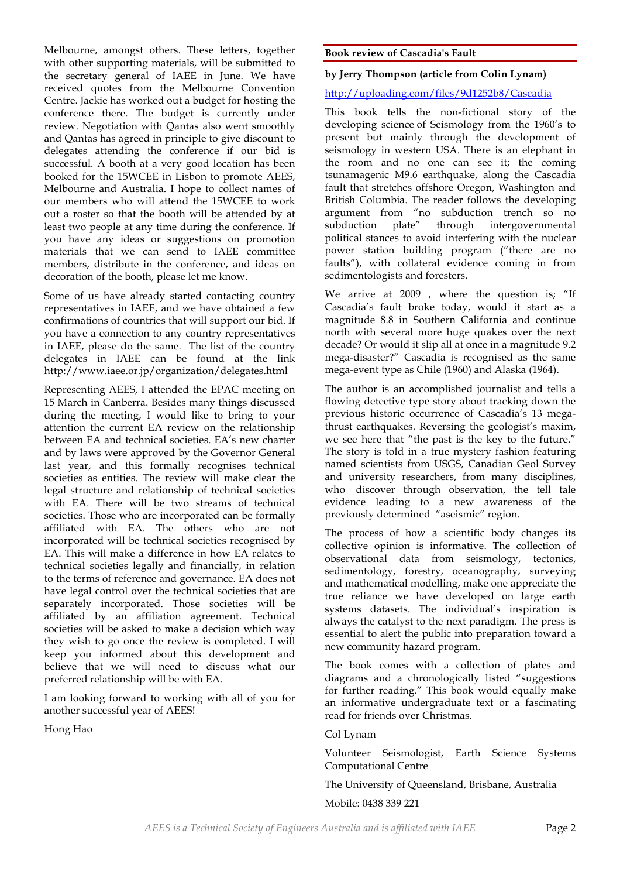Melbourne, amongst others. These letters, together with other supporting materials, will be submitted to the secretary general of IAEE in June. We have received quotes from the Melbourne Convention Centre. Jackie has worked out a budget for hosting the conference there. The budget is currently under review. Negotiation with Qantas also went smoothly and Qantas has agreed in principle to give discount to delegates attending the conference if our bid is successful. A booth at a very good location has been booked for the 15WCEE in Lisbon to promote AEES, Melbourne and Australia. I hope to collect names of our members who will attend the 15WCEE to work out a roster so that the booth will be attended by at least two people at any time during the conference. If you have any ideas or suggestions on promotion materials that we can send to IAEE committee members, distribute in the conference, and ideas on decoration of the booth, please let me know.

Some of us have already started contacting country representatives in IAEE, and we have obtained a few confirmations of countries that will support our bid. If you have a connection to any country representatives in IAEE, please do the same. The list of the country delegates in IAEE can be found at the link http://www.iaee.or.jp/organization/delegates.html

Representing AEES, I attended the EPAC meeting on 15 March in Canberra. Besides many things discussed during the meeting, I would like to bring to your attention the current EA review on the relationship between EA and technical societies. EA's new charter and by laws were approved by the Governor General last year, and this formally recognises technical societies as entities. The review will make clear the legal structure and relationship of technical societies with EA. There will be two streams of technical societies. Those who are incorporated can be formally affiliated with EA. The others who are not incorporated will be technical societies recognised by EA. This will make a difference in how EA relates to technical societies legally and financially, in relation to the terms of reference and governance. EA does not have legal control over the technical societies that are separately incorporated. Those societies will be affiliated by an affiliation agreement. Technical societies will be asked to make a decision which way they wish to go once the review is completed. I will keep you informed about this development and believe that we will need to discuss what our preferred relationship will be with EA.

I am looking forward to working with all of you for another successful year of AEES!

Hong Hao

## Book review of Cascadia's Fault

**by Jerry Thompson (article from Colin Lynam)**

http://uploading.com/files/9d1252b8/Cascadia

This book tells the non-fictional story of the developing science of Seismology from the 1960's to present but mainly through the development of seismology in western USA. There is an elephant in the room and no one can see it; the coming tsunamagenic M9.6 earthquake, along the Cascadia fault that stretches offshore Oregon, Washington and British Columbia. The reader follows the developing argument from "no subduction trench so no subduction plate" through intergovernmental political stances to avoid interfering with the nuclear power station building program ("there are no faults"), with collateral evidence coming in from sedimentologists and foresters.

We arrive at 2009 , where the question is; "If Cascadia's fault broke today, would it start as a magnitude 8.8 in Southern California and continue north with several more huge quakes over the next decade? Or would it slip all at once in a magnitude 9.2 mega-disaster?" Cascadia is recognised as the same mega-event type as Chile (1960) and Alaska (1964).

The author is an accomplished journalist and tells a flowing detective type story about tracking down the previous historic occurrence of Cascadia's 13 mega-thrust earthquakes. Reversing the geologist's maxim, we see here that "the past is the key to the future." The story is told in a true mystery fashion featuring named scientists from USGS, Canadian Geol Survey and university researchers, from many disciplines, who discover through observation, the tell tale evidence leading to a new awareness of the previously determined "aseismic" region.

The process of how a scientific body changes its collective opinion is informative. The collection of observational data from seismology, tectonics, sedimentology, forestry, oceanography, surveying and mathematical modelling, make one appreciate the true reliance we have developed on large earth systems datasets. The individual's inspiration is always the catalyst to the next paradigm. The press is essential to alert the public into preparation toward a new community hazard program.

The book comes with a collection of plates and diagrams and a chronologically listed "suggestions for further reading." This book would equally make an informative undergraduate text or a fascinating read for friends over Christmas.

Col Lynam

Volunteer Seismologist, Earth Science Systems Computational Centre

The University of Queensland, Brisbane, Australia

Mobile: 0438 339 221

*AEES is a Technical Society of Engineers Australia and is affiliated with IAEE*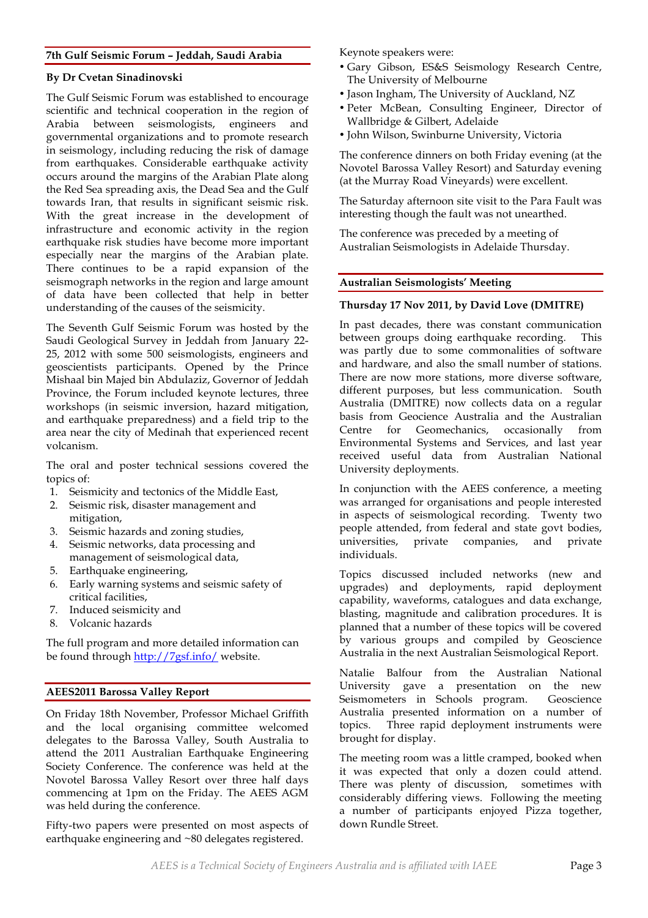## 7th Gulf Seismic Forum – Jeddah, Saudi Arabia

**By Dr Cvetan Sinadinovski**

The Gulf Seismic Forum was established to encourage scientific and technical cooperation in the region of Arabia between seismologists, engineers and governmental organizations and to promote research in seismology, including reducing the risk of damage from earthquakes. Considerable earthquake activity occurs around the margins of the Arabian Plate along the Red Sea spreading axis, the Dead Sea and the Gulf towards Iran, that results in significant seismic risk. With the great increase in the development of infrastructure and economic activity in the region earthquake risk studies have become more important especially near the margins of the Arabian plate. There continues to be a rapid expansion of the seismograph networks in the region and large amount of data have been collected that help in better understanding of the causes of the seismicity.

The Seventh Gulf Seismic Forum was hosted by the Saudi Geological Survey in Jeddah from January 22-25, 2012 with some 500 seismologists, engineers and geoscientists participants. Opened by the Prince Mishaal bin Majed bin Abdulaziz, Governor of Jeddah Province, the Forum included keynote lectures, three workshops (in seismic inversion, hazard mitigation, and earthquake preparedness) and a field trip to the area near the city of Medinah that experienced recent volcanism.

The oral and poster technical sessions covered the topics of:

1. Seismicity and tectonics of the Middle East,
2. Seismic risk, disaster management and mitigation,
3. Seismic hazards and zoning studies,
4. Seismic networks, data processing and management of seismological data,
5. Earthquake engineering,
6. Early warning systems and seismic safety of critical facilities,
7. Induced seismicity and
8. Volcanic hazards

The full program and more detailed information can be found through http://7gsf.info/ website.

## AEES2011 Barossa Valley Report

On Friday 18th November, Professor Michael Griffith and the local organising committee welcomed delegates to the Barossa Valley, South Australia to attend the 2011 Australian Earthquake Engineering Society Conference. The conference was held at the Novotel Barossa Valley Resort over three half days commencing at 1pm on the Friday. The AEES AGM was held during the conference.

Fifty-two papers were presented on most aspects of earthquake engineering and ~80 delegates registered.

Keynote speakers were:

- Gary Gibson, ES&S Seismology Research Centre, The University of Melbourne
- Jason Ingham, The University of Auckland, NZ
- Peter McBean, Consulting Engineer, Director of Wallbridge & Gilbert, Adelaide
- John Wilson, Swinburne University, Victoria

The conference dinners on both Friday evening (at the Novotel Barossa Valley Resort) and Saturday evening (at the Murray Road Vineyards) were excellent.

The Saturday afternoon site visit to the Para Fault was interesting though the fault was not unearthed.

The conference was preceded by a meeting of Australian Seismologists in Adelaide Thursday.

## Australian Seismologists' Meeting

**Thursday 17 Nov 2011, by David Love (DMITRE)**

In past decades, there was constant communication between groups doing earthquake recording. This was partly due to some commonalities of software and hardware, and also the small number of stations. There are now more stations, more diverse software, different purposes, but less communication. South Australia (DMITRE) now collects data on a regular basis from Geocience Australia and the Australian Centre for Geomechanics, occasionally from Environmental Systems and Services, and last year received useful data from Australian National University deployments.

In conjunction with the AEES conference, a meeting was arranged for organisations and people interested in aspects of seismological recording. Twenty two people attended, from federal and state govt bodies, universities, private companies, and private individuals.

Topics discussed included networks (new and upgrades) and deployments, rapid deployment capability, waveforms, catalogues and data exchange, blasting, magnitude and calibration procedures. It is planned that a number of these topics will be covered by various groups and compiled by Geoscience Australia in the next Australian Seismological Report.

Natalie Balfour from the Australian National University gave a presentation on the new Seismometers in Schools program. Geoscience Australia presented information on a number of topics. Three rapid deployment instruments were brought for display.

The meeting room was a little cramped, booked when it was expected that only a dozen could attend. There was plenty of discussion, sometimes with considerably differing views. Following the meeting a number of participants enjoyed Pizza together, down Rundle Street.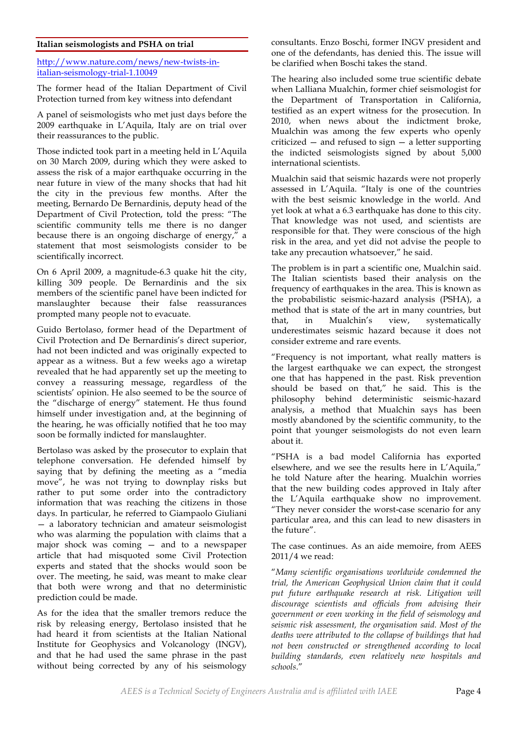**Italian seismologists and PSHA on trial**

http://www.nature.com/news/new-twists-in-italian-seismology-trial-1.10049

The former head of the Italian Department of Civil Protection turned from key witness into defendant

A panel of seismologists who met just days before the 2009 earthquake in L'Aquila, Italy are on trial over their reassurances to the public.

Those indicted took part in a meeting held in L'Aquila on 30 March 2009, during which they were asked to assess the risk of a major earthquake occurring in the near future in view of the many shocks that had hit the city in the previous few months. After the meeting, Bernardo De Bernardinis, deputy head of the Department of Civil Protection, told the press: "The scientific community tells me there is no danger because there is an ongoing discharge of energy," a statement that most seismologists consider to be scientifically incorrect.

On 6 April 2009, a magnitude-6.3 quake hit the city, killing 309 people. De Bernardinis and the six members of the scientific panel have been indicted for manslaughter because their false reassurances prompted many people not to evacuate.

Guido Bertolaso, former head of the Department of Civil Protection and De Bernardinis's direct superior, had not been indicted and was originally expected to appear as a witness. But a few weeks ago a wiretap revealed that he had apparently set up the meeting to convey a reassuring message, regardless of the scientists' opinion. He also seemed to be the source of the "discharge of energy" statement. He thus found himself under investigation and, at the beginning of the hearing, he was officially notified that he too may soon be formally indicted for manslaughter.

Bertolaso was asked by the prosecutor to explain that telephone conversation. He defended himself by saying that by defining the meeting as a "media move", he was not trying to downplay risks but rather to put some order into the contradictory information that was reaching the citizens in those days. In particular, he referred to Giampaolo Giuliani — a laboratory technician and amateur seismologist who was alarming the population with claims that a major shock was coming — and to a newspaper article that had misquoted some Civil Protection experts and stated that the shocks would soon be over. The meeting, he said, was meant to make clear that both were wrong and that no deterministic prediction could be made.

As for the idea that the smaller tremors reduce the risk by releasing energy, Bertolaso insisted that he had heard it from scientists at the Italian National Institute for Geophysics and Volcanology (INGV), and that he had used the same phrase in the past without being corrected by any of his seismology consultants. Enzo Boschi, former INGV president and one of the defendants, has denied this. The issue will be clarified when Boschi takes the stand.

The hearing also included some true scientific debate when Lalliana Mualchin, former chief seismologist for the Department of Transportation in California, testified as an expert witness for the prosecution. In 2010, when news about the indictment broke, Mualchin was among the few experts who openly criticized — and refused to sign — a letter supporting the indicted seismologists signed by about 5,000 international scientists.

Mualchin said that seismic hazards were not properly assessed in L'Aquila. "Italy is one of the countries with the best seismic knowledge in the world. And yet look at what a 6.3 earthquake has done to this city. That knowledge was not used, and scientists are responsible for that. They were conscious of the high risk in the area, and yet did not advise the people to take any precaution whatsoever," he said.

The problem is in part a scientific one, Mualchin said. The Italian scientists based their analysis on the frequency of earthquakes in the area. This is known as the probabilistic seismic-hazard analysis (PSHA), a method that is state of the art in many countries, but that, in Mualchin's view, systematically underestimates seismic hazard because it does not consider extreme and rare events.

"Frequency is not important, what really matters is the largest earthquake we can expect, the strongest one that has happened in the past. Risk prevention should be based on that," he said. This is the philosophy behind deterministic seismic-hazard analysis, a method that Mualchin says has been mostly abandoned by the scientific community, to the point that younger seismologists do not even learn about it.

"PSHA is a bad model California has exported elsewhere, and we see the results here in L'Aquila," he told Nature after the hearing. Mualchin worries that the new building codes approved in Italy after the L'Aquila earthquake show no improvement. "They never consider the worst-case scenario for any particular area, and this can lead to new disasters in the future".

The case continues. As an aide memoire, from AEES 2011/4 we read:

"*Many scientific organisations worldwide condemned the trial, the American Geophysical Union claim that it could put future earthquake research at risk. Litigation will discourage scientists and officials from advising their government or even working in the field of seismology and seismic risk assessment, the organisation said. Most of the deaths were attributed to the collapse of buildings that had not been constructed or strengthened according to local building standards, even relatively new hospitals and schools.*"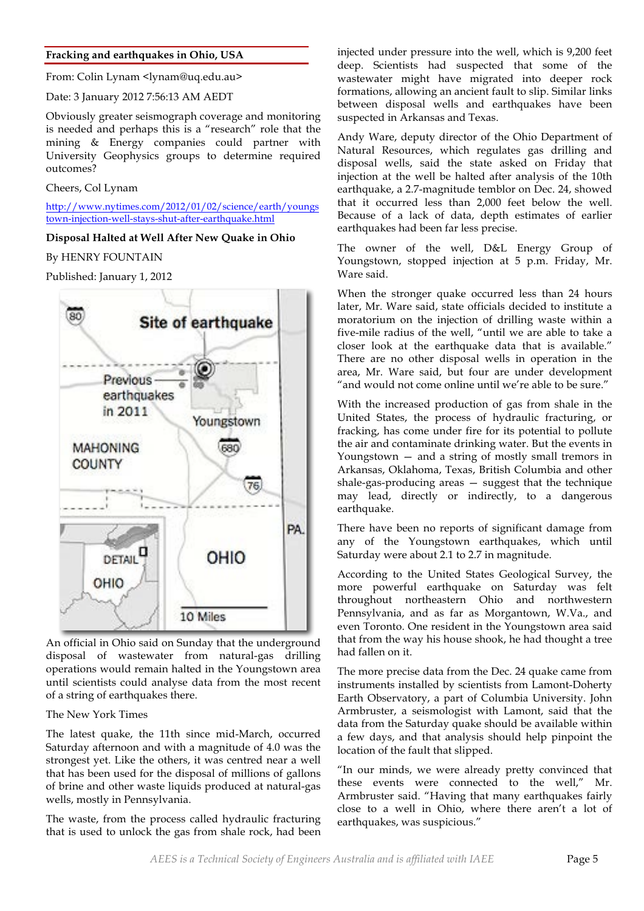## Fracking and earthquakes in Ohio, USA

From: Colin Lynam <lynam@uq.edu.au>

Date: 3 January 2012 7:56:13 AM AEDT

Obviously greater seismograph coverage and monitoring is needed and perhaps this is a "research" role that the mining & Energy companies could partner with University Geophysics groups to determine required outcomes?

Cheers, Col Lynam

http://www.nytimes.com/2012/01/02/science/earth/youngstown-injection-well-stays-shut-after-earthquake.html

**Disposal Halted at Well After New Quake in Ohio**

By HENRY FOUNTAIN

Published: January 1, 2012

80

Site of earthquake

Previous earthquakes in 2011

Youngstown

MAHONING COUNTY

680

76

PA.

DETAIL

OHIO

OHIO

10 Miles

An official in Ohio said on Sunday that the underground disposal of wastewater from natural-gas drilling operations would remain halted in the Youngstown area until scientists could analyse data from the most recent of a string of earthquakes there.

The New York Times

The latest quake, the 11th since mid-March, occurred Saturday afternoon and with a magnitude of 4.0 was the strongest yet. Like the others, it was centred near a well that has been used for the disposal of millions of gallons of brine and other waste liquids produced at natural-gas wells, mostly in Pennsylvania.

The waste, from the process called hydraulic fracturing that is used to unlock the gas from shale rock, had been injected under pressure into the well, which is 9,200 feet deep. Scientists had suspected that some of the wastewater might have migrated into deeper rock formations, allowing an ancient fault to slip. Similar links between disposal wells and earthquakes have been suspected in Arkansas and Texas.

Andy Ware, deputy director of the Ohio Department of Natural Resources, which regulates gas drilling and disposal wells, said the state asked on Friday that injection at the well be halted after analysis of the 10th earthquake, a 2.7-magnitude temblor on Dec. 24, showed that it occurred less than 2,000 feet below the well. Because of a lack of data, depth estimates of earlier earthquakes had been far less precise.

The owner of the well, D&L Energy Group of Youngstown, stopped injection at 5 p.m. Friday, Mr. Ware said.

When the stronger quake occurred less than 24 hours later, Mr. Ware said, state officials decided to institute a moratorium on the injection of drilling waste within a five-mile radius of the well, "until we are able to take a closer look at the earthquake data that is available." There are no other disposal wells in operation in the area, Mr. Ware said, but four are under development "and would not come online until we're able to be sure."

With the increased production of gas from shale in the United States, the process of hydraulic fracturing, or fracking, has come under fire for its potential to pollute the air and contaminate drinking water. But the events in Youngstown — and a string of mostly small tremors in Arkansas, Oklahoma, Texas, British Columbia and other shale-gas-producing areas — suggest that the technique may lead, directly or indirectly, to a dangerous earthquake.

There have been no reports of significant damage from any of the Youngstown earthquakes, which until Saturday were about 2.1 to 2.7 in magnitude.

According to the United States Geological Survey, the more powerful earthquake on Saturday was felt throughout northeastern Ohio and northwestern Pennsylvania, and as far as Morgantown, W.Va., and even Toronto. One resident in the Youngstown area said that from the way his house shook, he had thought a tree had fallen on it.

The more precise data from the Dec. 24 quake came from instruments installed by scientists from Lamont-Doherty Earth Observatory, a part of Columbia University. John Armbruster, a seismologist with Lamont, said that the data from the Saturday quake should be available within a few days, and that analysis should help pinpoint the location of the fault that slipped.

"In our minds, we were already pretty convinced that these events were connected to the well," Mr. Armbruster said. "Having that many earthquakes fairly close to a well in Ohio, where there aren't a lot of earthquakes, was suspicious."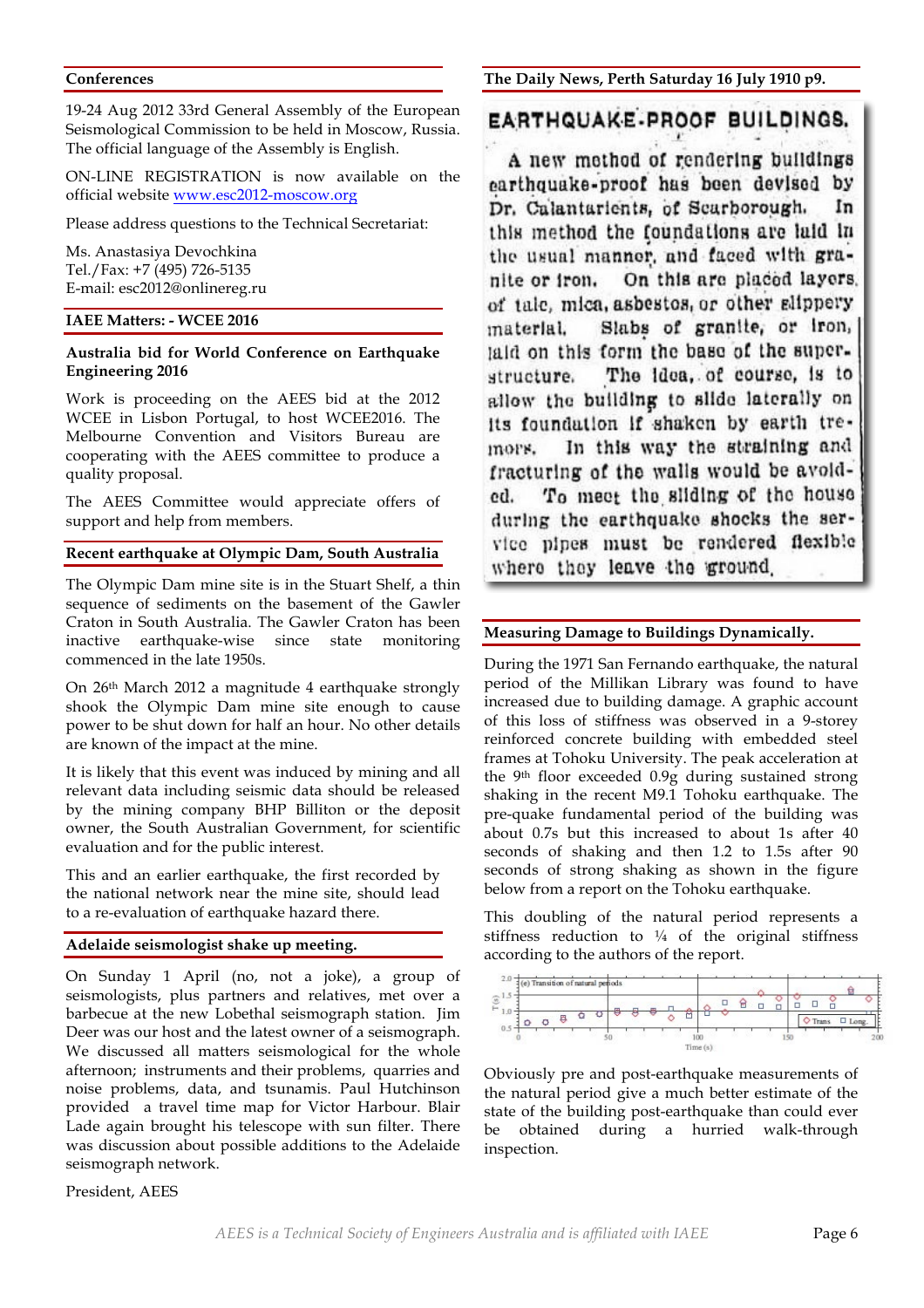## Conferences

19-24 Aug 2012 33rd General Assembly of the European Seismological Commission to be held in Moscow, Russia. The official language of the Assembly is English.

ON-LINE REGISTRATION is now available on the official website www.esc2012-moscow.org

Please address questions to the Technical Secretariat:

Ms. Anastasiya Devochkina
Tel./Fax: +7 (495) 726-5135
E-mail: esc2012@onlinereg.ru

## IAEE Matters: - WCEE 2016

### Australia bid for World Conference on Earthquake Engineering 2016

Work is proceeding on the AEES bid at the 2012 WCEE in Lisbon Portugal, to host WCEE2016. The Melbourne Convention and Visitors Bureau are cooperating with the AEES committee to produce a quality proposal.

The AEES Committee would appreciate offers of support and help from members.

## Recent earthquake at Olympic Dam, South Australia

The Olympic Dam mine site is in the Stuart Shelf, a thin sequence of sediments on the basement of the Gawler Craton in South Australia. The Gawler Craton has been inactive earthquake-wise since state monitoring commenced in the late 1950s.

On 26th March 2012 a magnitude 4 earthquake strongly shook the Olympic Dam mine site enough to cause power to be shut down for half an hour. No other details are known of the impact at the mine.

It is likely that this event was induced by mining and all relevant data including seismic data should be released by the mining company BHP Billiton or the deposit owner, the South Australian Government, for scientific evaluation and for the public interest.

This and an earlier earthquake, the first recorded by the national network near the mine site, should lead to a re-evaluation of earthquake hazard there.

## Adelaide seismologist shake up meeting.

On Sunday 1 April (no, not a joke), a group of seismologists, plus partners and relatives, met over a barbecue at the new Lobethal seismograph station. Jim Deer was our host and the latest owner of a seismograph. We discussed all matters seismological for the whole afternoon; instruments and their problems, quarries and noise problems, data, and tsunamis. Paul Hutchinson provided a travel time map for Victor Harbour. Blair Lade again brought his telescope with sun filter. There was discussion about possible additions to the Adelaide seismograph network.

President, AEES

## The Daily News, Perth Saturday 16 July 1910 p9.

### EARTHQUAKE-PROOF BUILDINGS.

A new method of rendering buildings earthquake-proof has been devised by Dr. Calantarients, of Scarborough. In this method the foundations are laid in the usual manner, and faced with granite or iron. On this are placed layers of talc, mica, asbestos, or other slippery material. Slabs of granite, or iron, laid on this form the base of the superstructure. The idea, of course, is to allow the building to slide laterally on its foundation if shaken by earth tremors. In this way the straining and fracturing of the walls would be avoided. To meet the sliding of the house during the earthquake shocks the service pipes must be rendered flexible where they leave the ground.

## Measuring Damage to Buildings Dynamically.

During the 1971 San Fernando earthquake, the natural period of the Millikan Library was found to have increased due to building damage. A graphic account of this loss of stiffness was observed in a 9-storey reinforced concrete building with embedded steel frames at Tohoku University. The peak acceleration at the 9th floor exceeded 0.9g during sustained strong shaking in the recent M9.1 Tohoku earthquake. The pre-quake fundamental period of the building was about 0.7s but this increased to about 1s after 40 seconds of shaking and then 1.2 to 1.5s after 90 seconds of strong shaking as shown in the figure below from a report on the Tohoku earthquake.

This doubling of the natural period represents a stiffness reduction to ¼ of the original stiffness according to the authors of the report.

Obviously pre and post-earthquake measurements of the natural period give a much better estimate of the state of the building post-earthquake than could ever be obtained during a hurried walk-through inspection.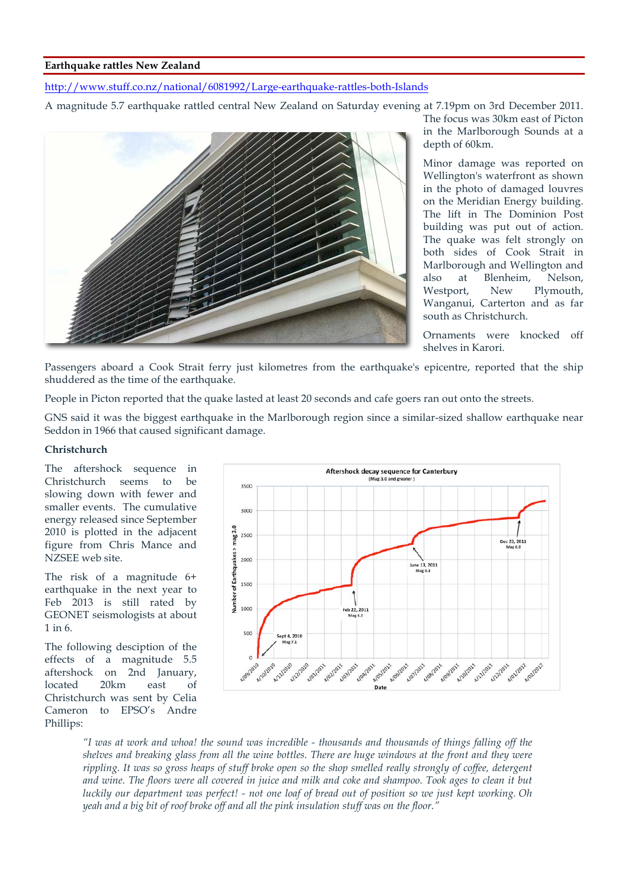## Earthquake rattles New Zealand

http://www.stuff.co.nz/national/6081992/Large-earthquake-rattles-both-Islands

A magnitude 5.7 earthquake rattled central New Zealand on Saturday evening at 7.19pm on 3rd December 2011. The focus was 30km east of Picton in the Marlborough Sounds at a depth of 60km.

Minor damage was reported on Wellington's waterfront as shown in the photo of damaged louvres on the Meridian Energy building. The lift in The Dominion Post building was put out of action. The quake was felt strongly on both sides of Cook Strait in Marlborough and Wellington and also at Blenheim, Nelson, Westport, New Plymouth, Wanganui, Carterton and as far south as Christchurch.

Ornaments were knocked off shelves in Karori.

Passengers aboard a Cook Strait ferry just kilometres from the earthquake's epicentre, reported that the ship shuddered as the time of the earthquake.

People in Picton reported that the quake lasted at least 20 seconds and cafe goers ran out onto the streets.

GNS said it was the biggest earthquake in the Marlborough region since a similar-sized shallow earthquake near Seddon in 1966 that caused significant damage.

### Christchurch

The aftershock sequence in Christchurch seems to be slowing down with fewer and smaller events. The cumulative energy released since September 2010 is plotted in the adjacent figure from Chris Mance and NZSEE web site.

The risk of a magnitude 6+ earthquake in the next year to Feb 2013 is still rated by GEONET seismologists at about 1 in 6.

The following desciption of the effects of a magnitude 5.5 aftershock on 2nd January, located 20km east of Christchurch was sent by Celia Cameron to EPSO's Andre Phillips:

> *"I was at work and whoa! the sound was incredible - thousands and thousands of things falling off the shelves and breaking glass from all the wine bottles. There are huge windows at the front and they were rippling. It was so gross heaps of stuff broke open so the shop smelled really strongly of coffee, detergent and wine. The floors were all covered in juice and milk and coke and shampoo. Took ages to clean it but luckily our department was perfect! - not one loaf of bread out of position so we just kept working. Oh yeah and a big bit of roof broke off and all the pink insulation stuff was on the floor."*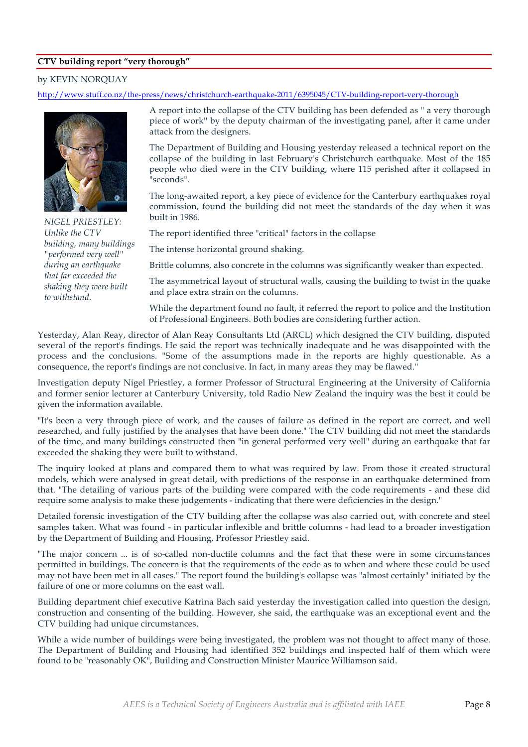### CTV building report "very thorough"

by KEVIN NORQUAY

http://www.stuff.co.nz/the-press/news/christchurch-earthquake-2011/6395045/CTV-building-report-very-thorough

*NIGEL PRIESTLEY: Unlike the CTV building, many buildings "performed very well" during an earthquake that far exceeded the shaking they were built to withstand.*

A report into the collapse of the CTV building has been defended as " a very thorough piece of work'' by the deputy chairman of the investigating panel, after it came under attack from the designers.

The Department of Building and Housing yesterday released a technical report on the collapse of the building in last February's Christchurch earthquake. Most of the 185 people who died were in the CTV building, where 115 perished after it collapsed in "seconds".

The long-awaited report, a key piece of evidence for the Canterbury earthquakes royal commission, found the building did not meet the standards of the day when it was built in 1986.

The report identified three "critical" factors in the collapse

The intense horizontal ground shaking.

Brittle columns, also concrete in the columns was significantly weaker than expected.

The asymmetrical layout of structural walls, causing the building to twist in the quake and place extra strain on the columns.

While the department found no fault, it referred the report to police and the Institution of Professional Engineers. Both bodies are considering further action.

Yesterday, Alan Reay, director of Alan Reay Consultants Ltd (ARCL) which designed the CTV building, disputed several of the report's findings. He said the report was technically inadequate and he was disappointed with the process and the conclusions. "Some of the assumptions made in the reports are highly questionable. As a consequence, the report's findings are not conclusive. In fact, in many areas they may be flawed.''

Investigation deputy Nigel Priestley, a former Professor of Structural Engineering at the University of California and former senior lecturer at Canterbury University, told Radio New Zealand the inquiry was the best it could be given the information available.

"It's been a very through piece of work, and the causes of failure as defined in the report are correct, and well researched, and fully justified by the analyses that have been done." The CTV building did not meet the standards of the time, and many buildings constructed then "in general performed very well" during an earthquake that far exceeded the shaking they were built to withstand.

The inquiry looked at plans and compared them to what was required by law. From those it created structural models, which were analysed in great detail, with predictions of the response in an earthquake determined from that. "The detailing of various parts of the building were compared with the code requirements - and these did require some analysis to make these judgements - indicating that there were deficiencies in the design."

Detailed forensic investigation of the CTV building after the collapse was also carried out, with concrete and steel samples taken. What was found - in particular inflexible and brittle columns - had lead to a broader investigation by the Department of Building and Housing, Professor Priestley said.

"The major concern ... is of so-called non-ductile columns and the fact that these were in some circumstances permitted in buildings. The concern is that the requirements of the code as to when and where these could be used may not have been met in all cases." The report found the building's collapse was "almost certainly" initiated by the failure of one or more columns on the east wall.

Building department chief executive Katrina Bach said yesterday the investigation called into question the design, construction and consenting of the building. However, she said, the earthquake was an exceptional event and the CTV building had unique circumstances.

While a wide number of buildings were being investigated, the problem was not thought to affect many of those. The Department of Building and Housing had identified 352 buildings and inspected half of them which were found to be "reasonably OK", Building and Construction Minister Maurice Williamson said.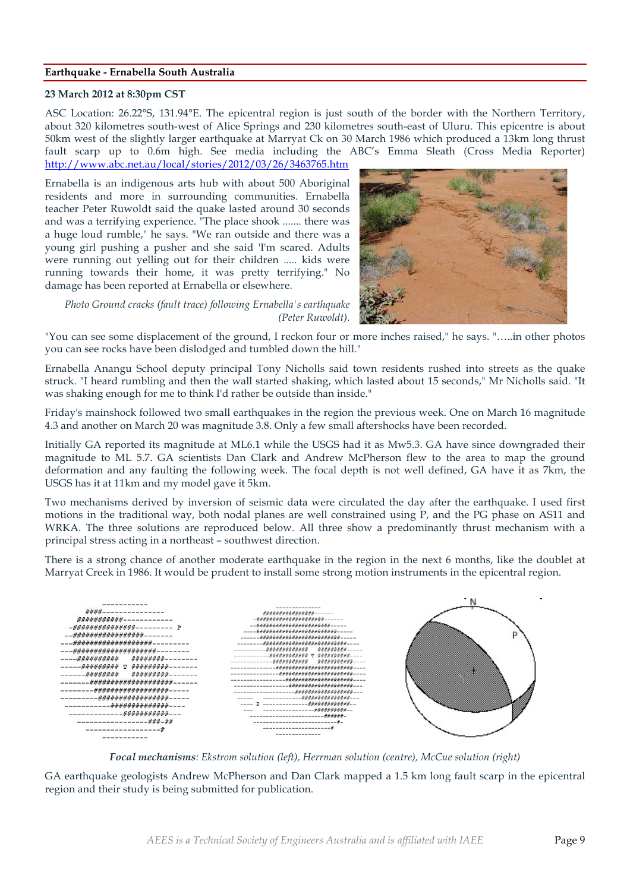## Earthquake - Ernabella South Australia

**23 March 2012 at 8:30pm CST**

ASC Location: 26.22°S, 131.94°E. The epicentral region is just south of the border with the Northern Territory, about 320 kilometres south-west of Alice Springs and 230 kilometres south-east of Uluru. This epicentre is about 50km west of the slightly larger earthquake at Marryat Ck on 30 March 1986 which produced a 13km long thrust fault scarp up to 0.6m high. See media including the ABC's Emma Sleath (Cross Media Reporter) http://www.abc.net.au/local/stories/2012/03/26/3463765.htm

Ernabella is an indigenous arts hub with about 500 Aboriginal residents and more in surrounding communities. Ernabella teacher Peter Ruwoldt said the quake lasted around 30 seconds and was a terrifying experience. "The place shook ....... there was a huge loud rumble," he says. "We ran outside and there was a young girl pushing a pusher and she said 'I'm scared. Adults were running out yelling out for their children ..... kids were running towards their home, it was pretty terrifying." No damage has been reported at Ernabella or elsewhere.

*Photo Ground cracks (fault trace) following Ernabella's earthquake (Peter Ruwoldt).*

"You can see some displacement of the ground, I reckon four or more inches raised," he says. "…..in other photos you can see rocks have been dislodged and tumbled down the hill."

Ernabella Anangu School deputy principal Tony Nicholls said town residents rushed into streets as the quake struck. "I heard rumbling and then the wall started shaking, which lasted about 15 seconds," Mr Nicholls said. "It was shaking enough for me to think I'd rather be outside than inside."

Friday's mainshock followed two small earthquakes in the region the previous week. One on March 16 magnitude 4.3 and another on March 20 was magnitude 3.8. Only a few small aftershocks have been recorded.

Initially GA reported its magnitude at ML6.1 while the USGS had it as Mw5.3. GA have since downgraded their magnitude to ML 5.7. GA scientists Dan Clark and Andrew McPherson flew to the area to map the ground deformation and any faulting the following week. The focal depth is not well defined, GA have it as 7km, the USGS has it at 11km and my model gave it 5km.

Two mechanisms derived by inversion of seismic data were circulated the day after the earthquake. I used first motions in the traditional way, both nodal planes are well constrained using P, and the PG phase on AS11 and WRKA. The three solutions are reproduced below. All three show a predominantly thrust mechanism with a principal stress acting in a northeast – southwest direction.

There is a strong chance of another moderate earthquake in the region in the next 6 months, like the doublet at Marryat Creek in 1986. It would be prudent to install some strong motion instruments in the epicentral region.

***Focal mechanisms****: Ekstrom solution (left), Herrman solution (centre), McCue solution (right)*

GA earthquake geologists Andrew McPherson and Dan Clark mapped a 1.5 km long fault scarp in the epicentral region and their study is being submitted for publication.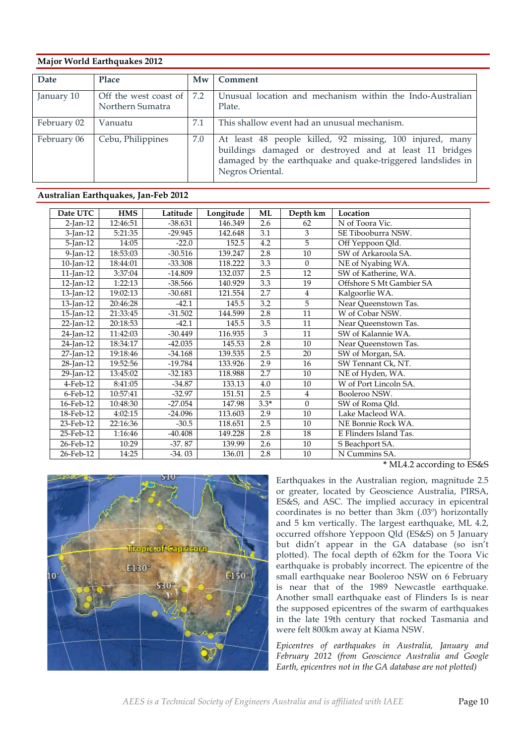## Major World Earthquakes 2012

| Date | Place | Mw | Comment |
|---|---|---|---|
| January 10 | Off the west coast of Northern Sumatra | 7.2 | Unusual location and mechanism within the Indo-Australian Plate. |
| February 02 | Vanuatu | 7.1 | This shallow event had an unusual mechanism. |
| February 06 | Cebu, Philippines | 7.0 | At least 48 people killed, 92 missing, 100 injured, many buildings damaged or destroyed and at least 11 bridges damaged by the earthquake and quake-triggered landslides in Negros Oriental. |

## Australian Earthquakes, Jan-Feb 2012

| Date UTC | HMS | Latitude | Longitude | ML | Depth km | Location |
|---|---|---|---|---|---|---|
| 2-Jan-12 | 12:46:51 | -38.631 | 146.349 | 2.6 | 62 | N of Toora Vic. |
| 3-Jan-12 | 5:21:35 | -29.945 | 142.648 | 3.1 | 3 | SE Tibooburra NSW. |
| 5-Jan-12 | 14:05 | -22.0 | 152.5 | 4.2 | 5 | Off Yeppoon Qld. |
| 9-Jan-12 | 18:53:03 | -30.516 | 139.247 | 2.8 | 10 | SW of Arkaroola SA. |
| 10-Jan-12 | 18:44:01 | -33.308 | 118.222 | 3.3 | 0 | NE of Nyabing WA. |
| 11-Jan-12 | 3:37:04 | -14.809 | 132.037 | 2.5 | 12 | SW of Katherine, WA. |
| 12-Jan-12 | 1:22:13 | -38.566 | 140.929 | 3.3 | 19 | Offshore S Mt Gambier SA |
| 13-Jan-12 | 19:02:13 | -30.681 | 121.554 | 2.7 | 4 | Kalgoorlie WA. |
| 13-Jan-12 | 20:46:28 | -42.1 | 145.5 | 3.2 | 5 | Near Queenstown Tas. |
| 15-Jan-12 | 21:33:45 | -31.502 | 144.599 | 2.8 | 11 | W of Cobar NSW. |
| 22-Jan-12 | 20:18:53 | -42.1 | 145.5 | 3.5 | 11 | Near Queenstown Tas. |
| 24-Jan-12 | 11:42:03 | -30.449 | 116.935 | 3 | 11 | SW of Kalannie WA. |
| 24-Jan-12 | 18:34:17 | -42.035 | 145.53 | 2.8 | 10 | Near Queenstown Tas. |
| 27-Jan-12 | 19:18:46 | -34.168 | 139.535 | 2.5 | 20 | SW of Morgan, SA. |
| 28-Jan-12 | 19:52:56 | -19.784 | 133.926 | 2.9 | 16 | SW Tennant Ck, NT. |
| 29-Jan-12 | 13:45:02 | -32.183 | 118.988 | 2.7 | 10 | NE of Hyden, WA. |
| 4-Feb-12 | 8:41:05 | -34.87 | 133.13 | 4.0 | 10 | W of Port Lincoln SA. |
| 6-Feb-12 | 10:57:41 | -32.97 | 151.51 | 2.5 | 4 | Booleroo NSW. |
| 16-Feb-12 | 10:48:30 | -27.054 | 147.98 | 3.3* | 0 | SW of Roma Qld. |
| 18-Feb-12 | 4:02:15 | -24.096 | 113.603 | 2.9 | 10 | Lake Macleod WA. |
| 23-Feb-12 | 22:16:36 | -30.5 | 118.651 | 2.5 | 10 | NE Bonnie Rock WA. |
| 25-Feb-12 | 1:16:46 | -40.408 | 149.228 | 2.8 | 18 | E Flinders Island Tas. |
| 26-Feb-12 | 10:29 | -37. 87 | 139.99 | 2.6 | 10 | S Beachport SA. |
| 26-Feb-12 | 14:25 | -34. 03 | 136.01 | 2.8 | 10 | N Cummins SA. |

\* ML4.2 according to ES&S

Earthquakes in the Australian region, magnitude 2.5 or greater, located by Geoscience Australia, PIRSA, ES&S, and ASC. The implied accuracy in epicentral coordinates is no better than 3km (.03º) horizontally and 5 km vertically. The largest earthquake, ML 4.2, occurred offshore Yeppoon Qld (ES&S) on 5 January but didn't appear in the GA database (so isn't plotted). The focal depth of 62km for the Toora Vic earthquake is probably incorrect. The epicentre of the small earthquake near Booleroo NSW on 6 February is near that of the 1989 Newcastle earthquake. Another small earthquake east of Flinders Is is near the supposed epicentres of the swarm of earthquakes in the late 19th century that rocked Tasmania and were felt 800km away at Kiama NSW.

*Epicentres of earthquakes in Australia, January and February 2012 (from Geoscience Australia and Google Earth, epicentres not in the GA database are not plotted)*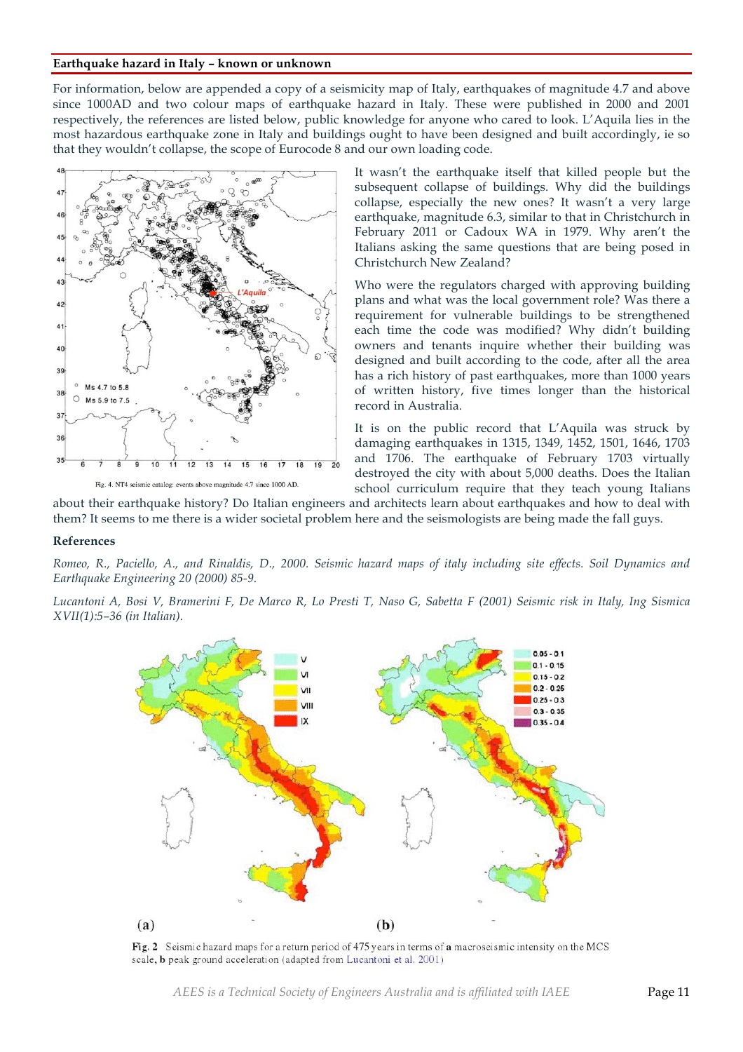**Earthquake hazard in Italy – known or unknown**

For information, below are appended a copy of a seismicity map of Italy, earthquakes of magnitude 4.7 and above since 1000AD and two colour maps of earthquake hazard in Italy. These were published in 2000 and 2001 respectively, the references are listed below, public knowledge for anyone who cared to look. L'Aquila lies in the most hazardous earthquake zone in Italy and buildings ought to have been designed and built accordingly, ie so that they wouldn't collapse, the scope of Eurocode 8 and our own loading code.

Fig. 4. NT4 seismic catalog: events above magnitude 4.7 since 1000 AD.

It wasn't the earthquake itself that killed people but the subsequent collapse of buildings. Why did the buildings collapse, especially the new ones? It wasn't a very large earthquake, magnitude 6.3, similar to that in Christchurch in February 2011 or Cadoux WA in 1979. Why aren't the Italians asking the same questions that are being posed in Christchurch New Zealand?

Who were the regulators charged with approving building plans and what was the local government role? Was there a requirement for vulnerable buildings to be strengthened each time the code was modified? Why didn't building owners and tenants inquire whether their building was designed and built according to the code, after all the area has a rich history of past earthquakes, more than 1000 years of written history, five times longer than the historical record in Australia.

It is on the public record that L'Aquila was struck by damaging earthquakes in 1315, 1349, 1452, 1501, 1646, 1703 and 1706. The earthquake of February 1703 virtually destroyed the city with about 5,000 deaths. Does the Italian school curriculum require that they teach young Italians about their earthquake history? Do Italian engineers and architects learn about earthquakes and how to deal with them? It seems to me there is a wider societal problem here and the seismologists are being made the fall guys.

**References**

*Romeo, R., Paciello, A., and Rinaldis, D., 2000. Seismic hazard maps of italy including site effects. Soil Dynamics and Earthquake Engineering 20 (2000) 85-9.*

*Lucantoni A, Bosi V, Bramerini F, De Marco R, Lo Presti T, Naso G, Sabetta F (2001) Seismic risk in Italy, Ing Sismica XVII(1):5–36 (in Italian).*

**Fig. 2** Seismic hazard maps for a return period of 475 years in terms of **a** macroseismic intensity on the MCS scale, **b** peak ground acceleration (adapted from Lucantoni et al. 2001)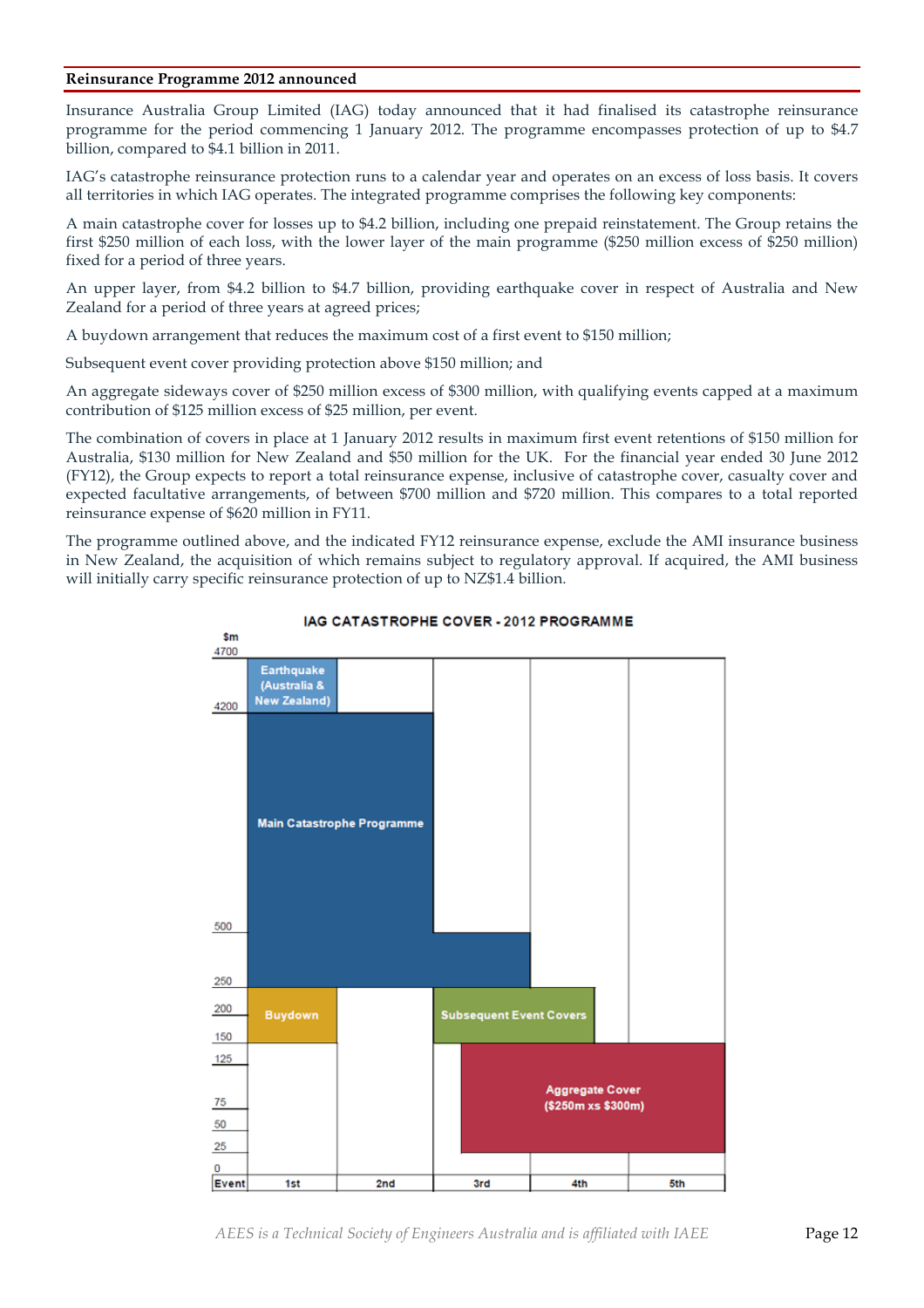**Reinsurance Programme 2012 announced**

Insurance Australia Group Limited (IAG) today announced that it had finalised its catastrophe reinsurance programme for the period commencing 1 January 2012. The programme encompasses protection of up to $4.7 billion, compared to $4.1 billion in 2011.

IAG's catastrophe reinsurance protection runs to a calendar year and operates on an excess of loss basis. It covers all territories in which IAG operates. The integrated programme comprises the following key components:

A main catastrophe cover for losses up to $4.2 billion, including one prepaid reinstatement. The Group retains the first $250 million of each loss, with the lower layer of the main programme ($250 million excess of $250 million) fixed for a period of three years.

An upper layer, from $4.2 billion to $4.7 billion, providing earthquake cover in respect of Australia and New Zealand for a period of three years at agreed prices;

A buydown arrangement that reduces the maximum cost of a first event to $150 million;

Subsequent event cover providing protection above $150 million; and

An aggregate sideways cover of $250 million excess of $300 million, with qualifying events capped at a maximum contribution of $125 million excess of $25 million, per event.

The combination of covers in place at 1 January 2012 results in maximum first event retentions of $150 million for Australia, $130 million for New Zealand and $50 million for the UK. For the financial year ended 30 June 2012 (FY12), the Group expects to report a total reinsurance expense, inclusive of catastrophe cover, casualty cover and expected facultative arrangements, of between $700 million and $720 million. This compares to a total reported reinsurance expense of $620 million in FY11.

The programme outlined above, and the indicated FY12 reinsurance expense, exclude the AMI insurance business in New Zealand, the acquisition of which remains subject to regulatory approval. If acquired, the AMI business will initially carry specific reinsurance protection of up to NZ$1.4 billion.

IAG CATASTROPHE COVER - 2012 PROGRAMME

$m

4700
4200
500
250
200
150
125
75
50
25
0

Earthquake (Australia & New Zealand)

Main Catastrophe Programme

Buydown

Subsequent Event Covers

Aggregate Cover ($250m xs $300m)

Event 1st 2nd 3rd 4th 5th